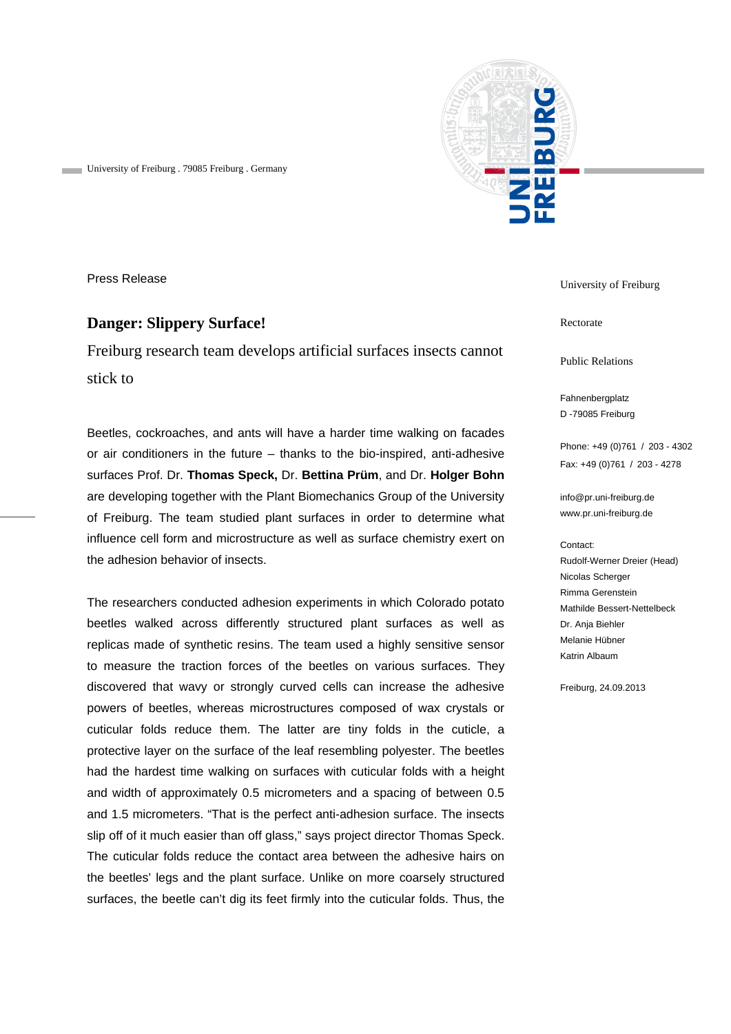University of Freiburg . 79085 Freiburg . Germany

Press Release

# Danger: Slippery Surface!

Freiburg research team develops artificial surfaces insects cannot stick to

Beetles, cockroaches, and ants will have a harder time walking on facades or air conditioners in the future – thanks to the bio-inspired, anti-adhesive surfaces Prof. Dr. **Thomas Speck,** Dr. **Bettina Prüm**, and Dr. **Holger Bohn** are developing together with the Plant Biomechanics Group of the University of Freiburg. The team studied plant surfaces in order to determine what influence cell form and microstructure as well as surface chemistry exert on the adhesion behavior of insects.

The researchers conducted adhesion experiments in which Colorado potato beetles walked across differently structured plant surfaces as well as replicas made of synthetic resins. The team used a highly sensitive sensor to measure the traction forces of the beetles on various surfaces. They discovered that wavy or strongly curved cells can increase the adhesive powers of beetles, whereas microstructures composed of wax crystals or cuticular folds reduce them. The latter are tiny folds in the cuticle, a protective layer on the surface of the leaf resembling polyester. The beetles had the hardest time walking on surfaces with cuticular folds with a height and width of approximately 0.5 micrometers and a spacing of between 0.5 and 1.5 micrometers. “That is the perfect anti-adhesion surface. The insects slip off of it much easier than off glass,” says project director Thomas Speck. The cuticular folds reduce the contact area between the adhesive hairs on the beetles’ legs and the plant surface. Unlike on more coarsely structured surfaces, the beetle can’t dig its feet firmly into the cuticular folds. Thus, the

University of Freiburg

Rectorate

Public Relations

Fahnenbergplatz
D -79085 Freiburg

Phone: +49 (0)761 / 203 - 4302
Fax: +49 (0)761 / 203 - 4278

info@pr.uni-freiburg.de
www.pr.uni-freiburg.de

Contact:
Rudolf-Werner Dreier (Head)
Nicolas Scherger
Rimma Gerenstein
Mathilde Bessert-Nettelbeck
Dr. Anja Biehler
Melanie Hübner
Katrin Albaum

Freiburg, 24.09.2013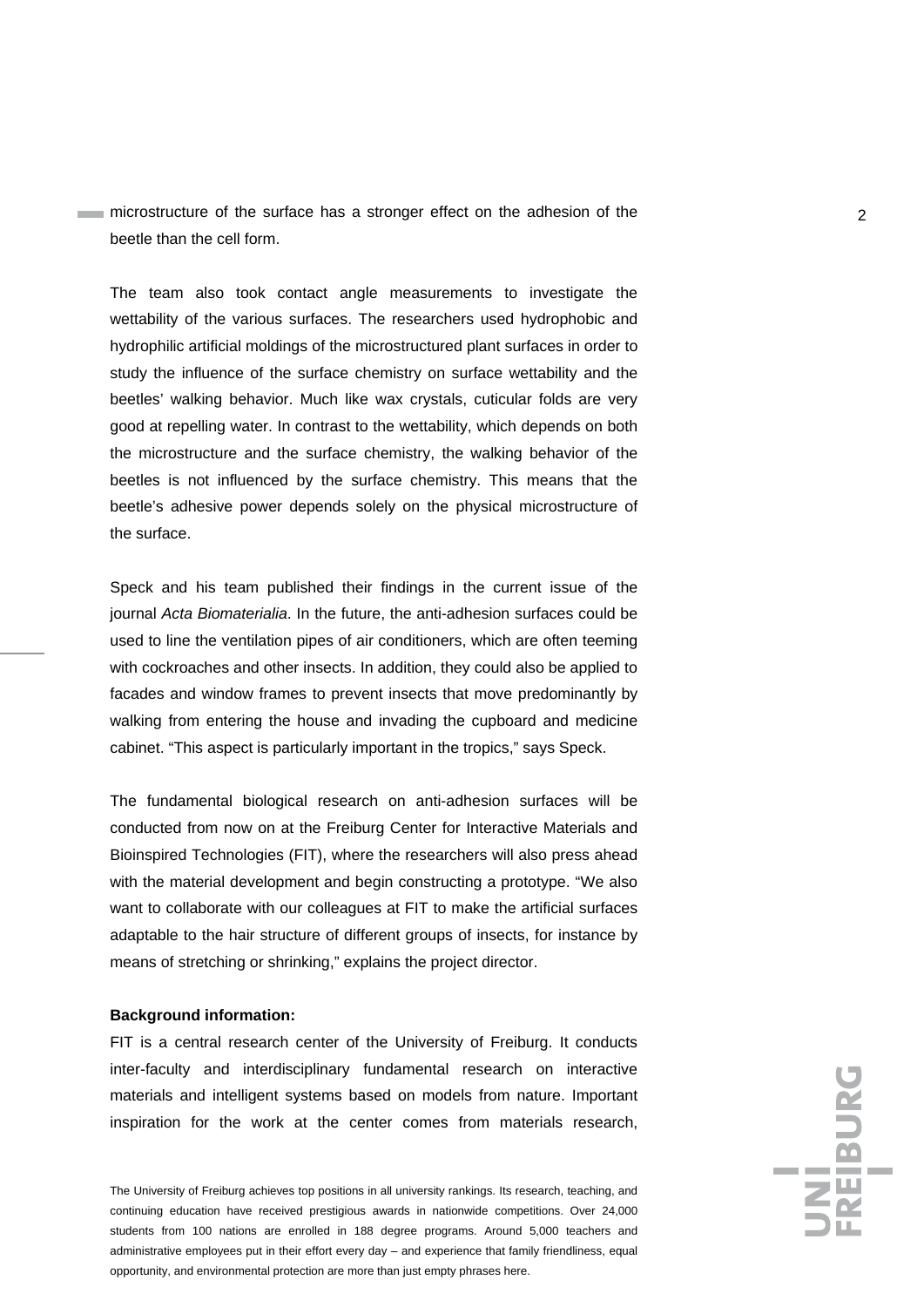microstructure of the surface has a stronger effect on the adhesion of the beetle than the cell form.

The team also took contact angle measurements to investigate the wettability of the various surfaces. The researchers used hydrophobic and hydrophilic artificial moldings of the microstructured plant surfaces in order to study the influence of the surface chemistry on surface wettability and the beetles' walking behavior. Much like wax crystals, cuticular folds are very good at repelling water. In contrast to the wettability, which depends on both the microstructure and the surface chemistry, the walking behavior of the beetles is not influenced by the surface chemistry. This means that the beetle's adhesive power depends solely on the physical microstructure of the surface.

Speck and his team published their findings in the current issue of the journal *Acta Biomaterialia*. In the future, the anti-adhesion surfaces could be used to line the ventilation pipes of air conditioners, which are often teeming with cockroaches and other insects. In addition, they could also be applied to facades and window frames to prevent insects that move predominantly by walking from entering the house and invading the cupboard and medicine cabinet. "This aspect is particularly important in the tropics," says Speck.

The fundamental biological research on anti-adhesion surfaces will be conducted from now on at the Freiburg Center for Interactive Materials and Bioinspired Technologies (FIT), where the researchers will also press ahead with the material development and begin constructing a prototype. "We also want to collaborate with our colleagues at FIT to make the artificial surfaces adaptable to the hair structure of different groups of insects, for instance by means of stretching or shrinking," explains the project director.

**Background information:**

FIT is a central research center of the University of Freiburg. It conducts inter-faculty and interdisciplinary fundamental research on interactive materials and intelligent systems based on models from nature. Important inspiration for the work at the center comes from materials research,

The University of Freiburg achieves top positions in all university rankings. Its research, teaching, and continuing education have received prestigious awards in nationwide competitions. Over 24,000 students from 100 nations are enrolled in 188 degree programs. Around 5,000 teachers and administrative employees put in their effort every day – and experience that family friendliness, equal opportunity, and environmental protection are more than just empty phrases here.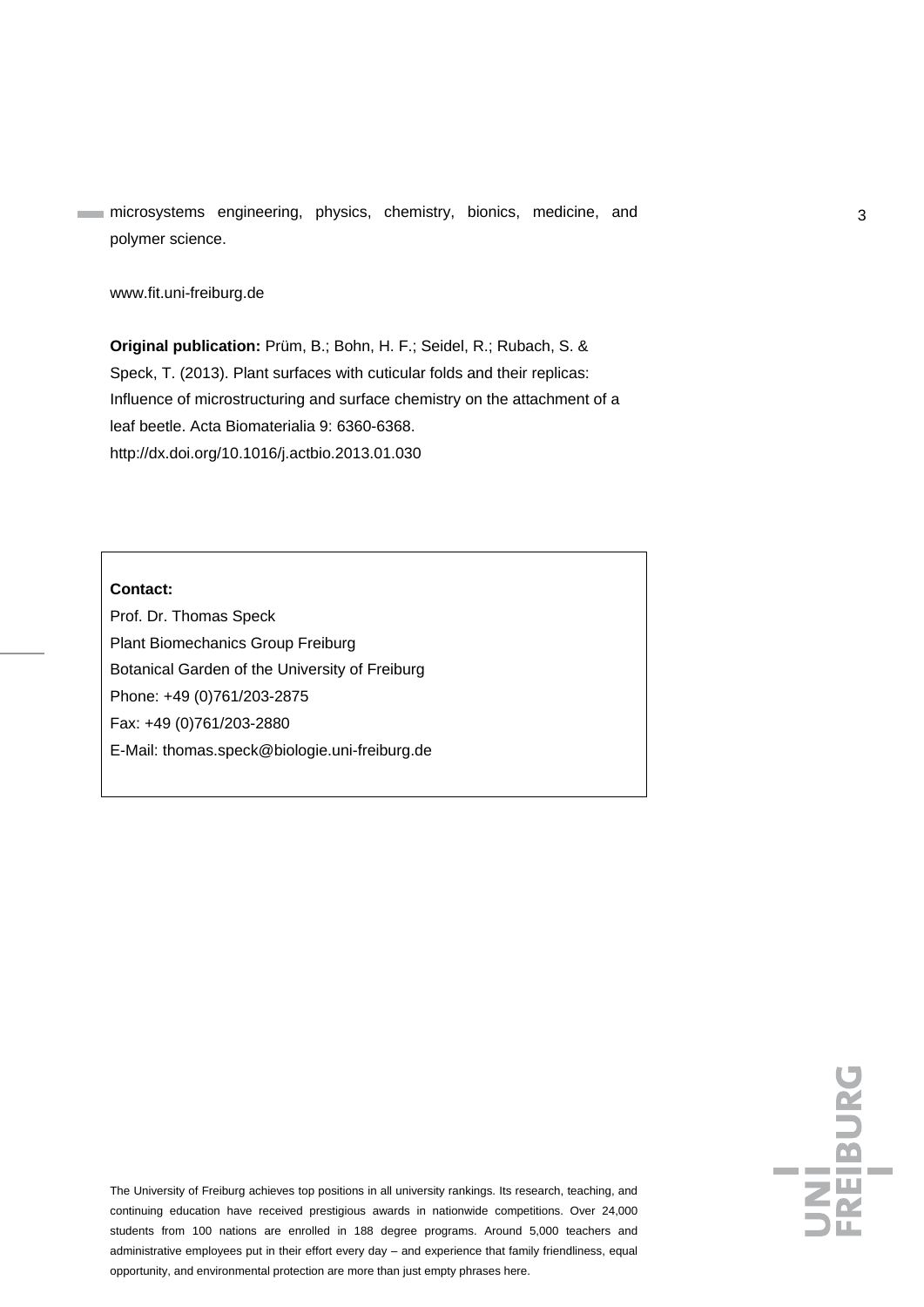microsystems engineering, physics, chemistry, bionics, medicine, and polymer science.

www.fit.uni-freiburg.de

**Original publication:** Prüm, B.; Bohn, H. F.; Seidel, R.; Rubach, S. & Speck, T. (2013). Plant surfaces with cuticular folds and their replicas: Influence of microstructuring and surface chemistry on the attachment of a leaf beetle. Acta Biomaterialia 9: 6360-6368. http://dx.doi.org/10.1016/j.actbio.2013.01.030

**Contact:**
Prof. Dr. Thomas Speck
Plant Biomechanics Group Freiburg
Botanical Garden of the University of Freiburg
Phone: +49 (0)761/203-2875
Fax: +49 (0)761/203-2880
E-Mail: thomas.speck@biologie.uni-freiburg.de

The University of Freiburg achieves top positions in all university rankings. Its research, teaching, and continuing education have received prestigious awards in nationwide competitions. Over 24,000 students from 100 nations are enrolled in 188 degree programs. Around 5,000 teachers and administrative employees put in their effort every day – and experience that family friendliness, equal opportunity, and environmental protection are more than just empty phrases here.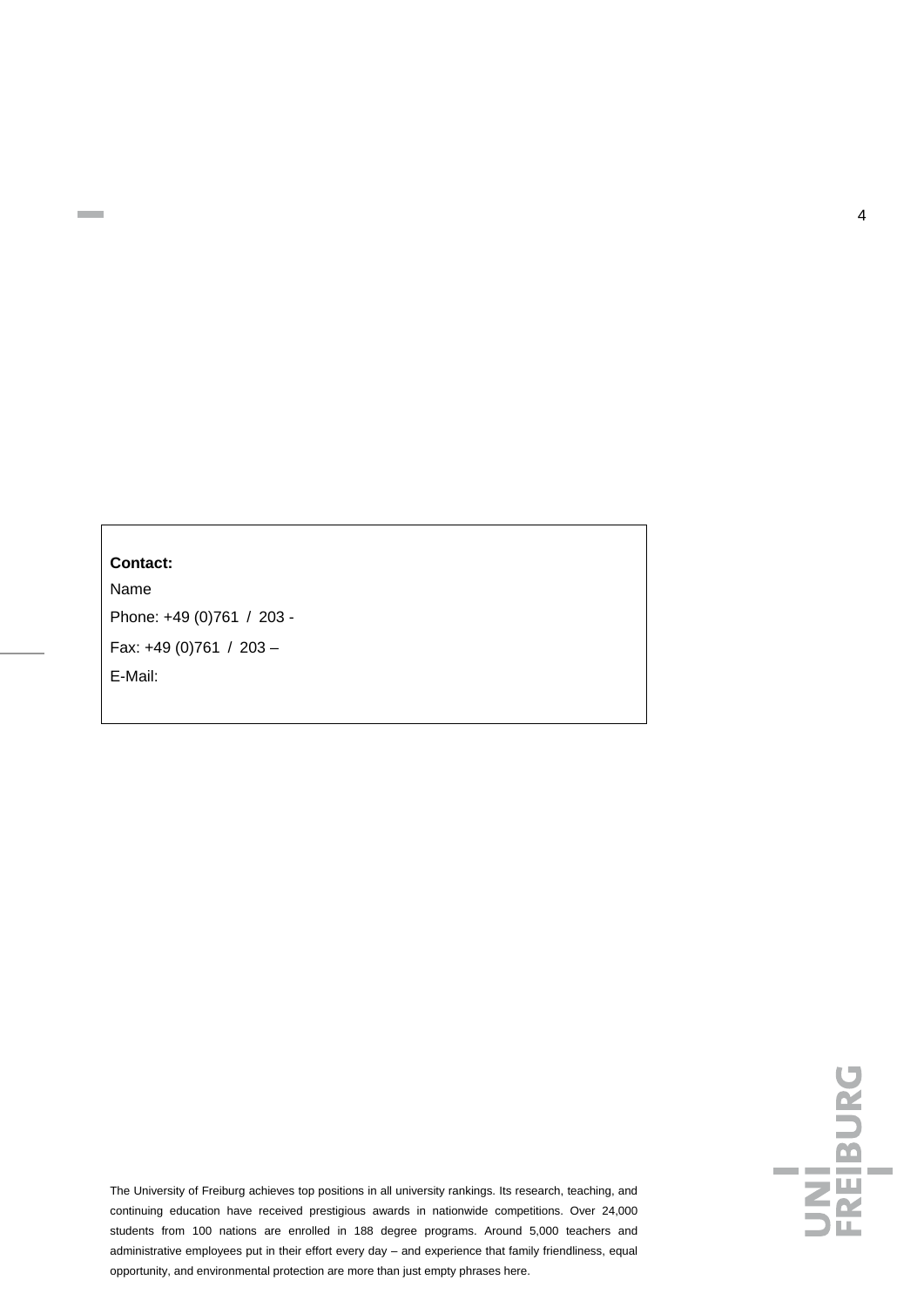**Contact:**

Name

Phone: +49 (0)761 / 203 -

Fax: +49 (0)761 / 203 –

E-Mail:

The University of Freiburg achieves top positions in all university rankings. Its research, teaching, and continuing education have received prestigious awards in nationwide competitions. Over 24,000 students from 100 nations are enrolled in 188 degree programs. Around 5,000 teachers and administrative employees put in their effort every day – and experience that family friendliness, equal opportunity, and environmental protection are more than just empty phrases here.